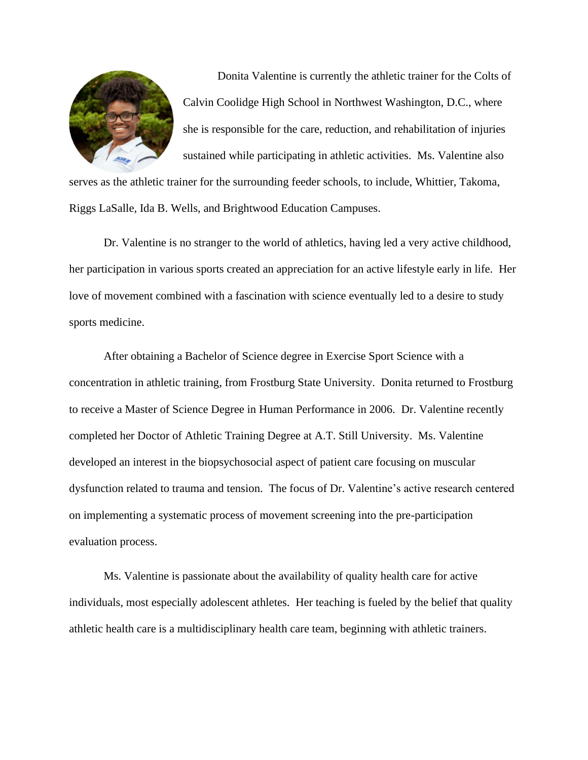Donita Valentine is currently the athletic trainer for the Colts of Calvin Coolidge High School in Northwest Washington, D.C., where she is responsible for the care, reduction, and rehabilitation of injuries sustained while participating in athletic activities. Ms. Valentine also serves as the athletic trainer for the surrounding feeder schools, to include, Whittier, Takoma, Riggs LaSalle, Ida B. Wells, and Brightwood Education Campuses.

Dr. Valentine is no stranger to the world of athletics, having led a very active childhood, her participation in various sports created an appreciation for an active lifestyle early in life. Her love of movement combined with a fascination with science eventually led to a desire to study sports medicine.

After obtaining a Bachelor of Science degree in Exercise Sport Science with a concentration in athletic training, from Frostburg State University. Donita returned to Frostburg to receive a Master of Science Degree in Human Performance in 2006. Dr. Valentine recently completed her Doctor of Athletic Training Degree at A.T. Still University. Ms. Valentine developed an interest in the biopsychosocial aspect of patient care focusing on muscular dysfunction related to trauma and tension. The focus of Dr. Valentine's active research centered on implementing a systematic process of movement screening into the pre-participation evaluation process.

Ms. Valentine is passionate about the availability of quality health care for active individuals, most especially adolescent athletes. Her teaching is fueled by the belief that quality athletic health care is a multidisciplinary health care team, beginning with athletic trainers.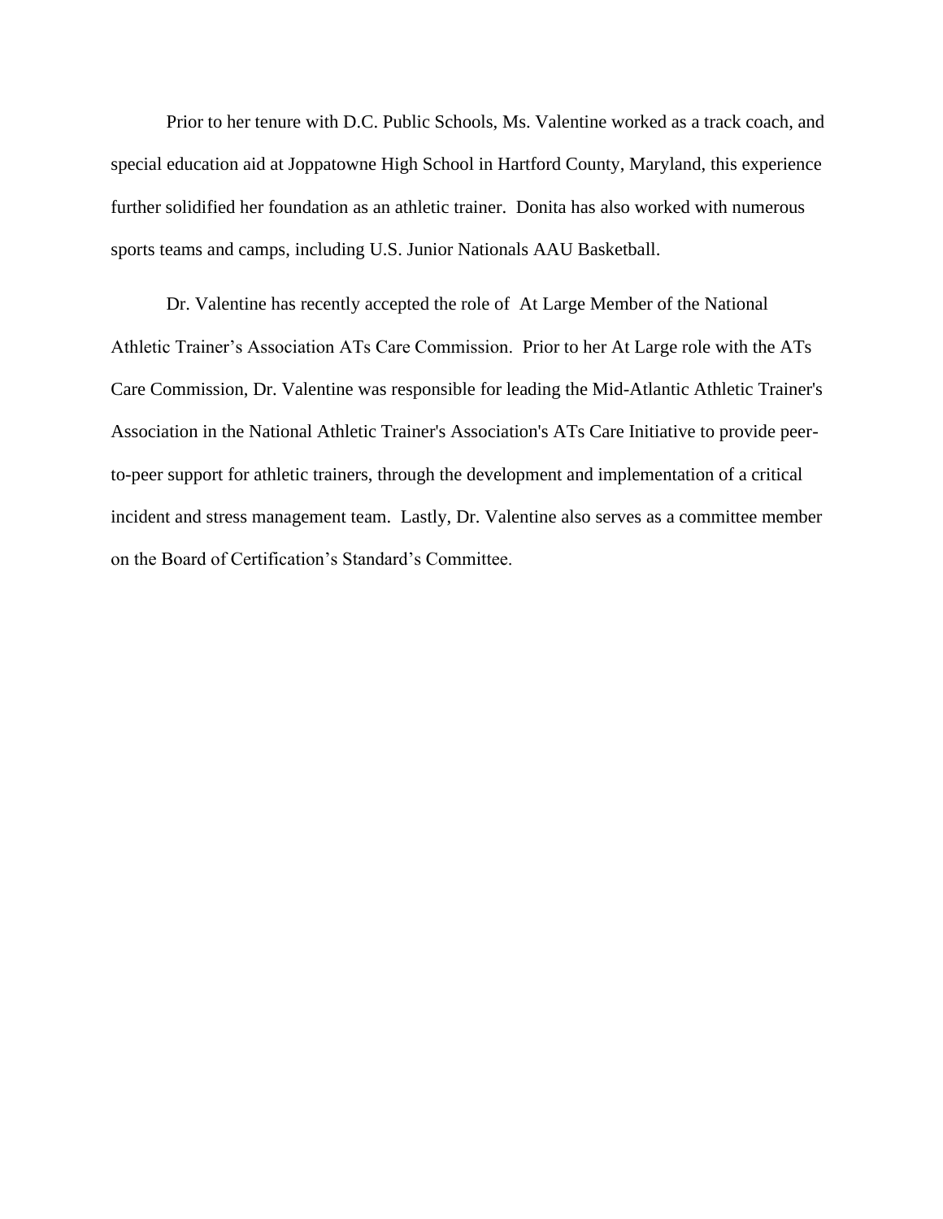Prior to her tenure with D.C. Public Schools, Ms. Valentine worked as a track coach, and special education aid at Joppatowne High School in Hartford County, Maryland, this experience further solidified her foundation as an athletic trainer.  Donita has also worked with numerous sports teams and camps, including U.S. Junior Nationals AAU Basketball.

Dr. Valentine has recently accepted the role of  At Large Member of the National Athletic Trainer's Association ATs Care Commission.  Prior to her At Large role with the ATs Care Commission, Dr. Valentine was responsible for leading the Mid-Atlantic Athletic Trainer's Association in the National Athletic Trainer's Association's ATs Care Initiative to provide peer-to-peer support for athletic trainers, through the development and implementation of a critical incident and stress management team.  Lastly, Dr. Valentine also serves as a committee member on the Board of Certification's Standard's Committee.